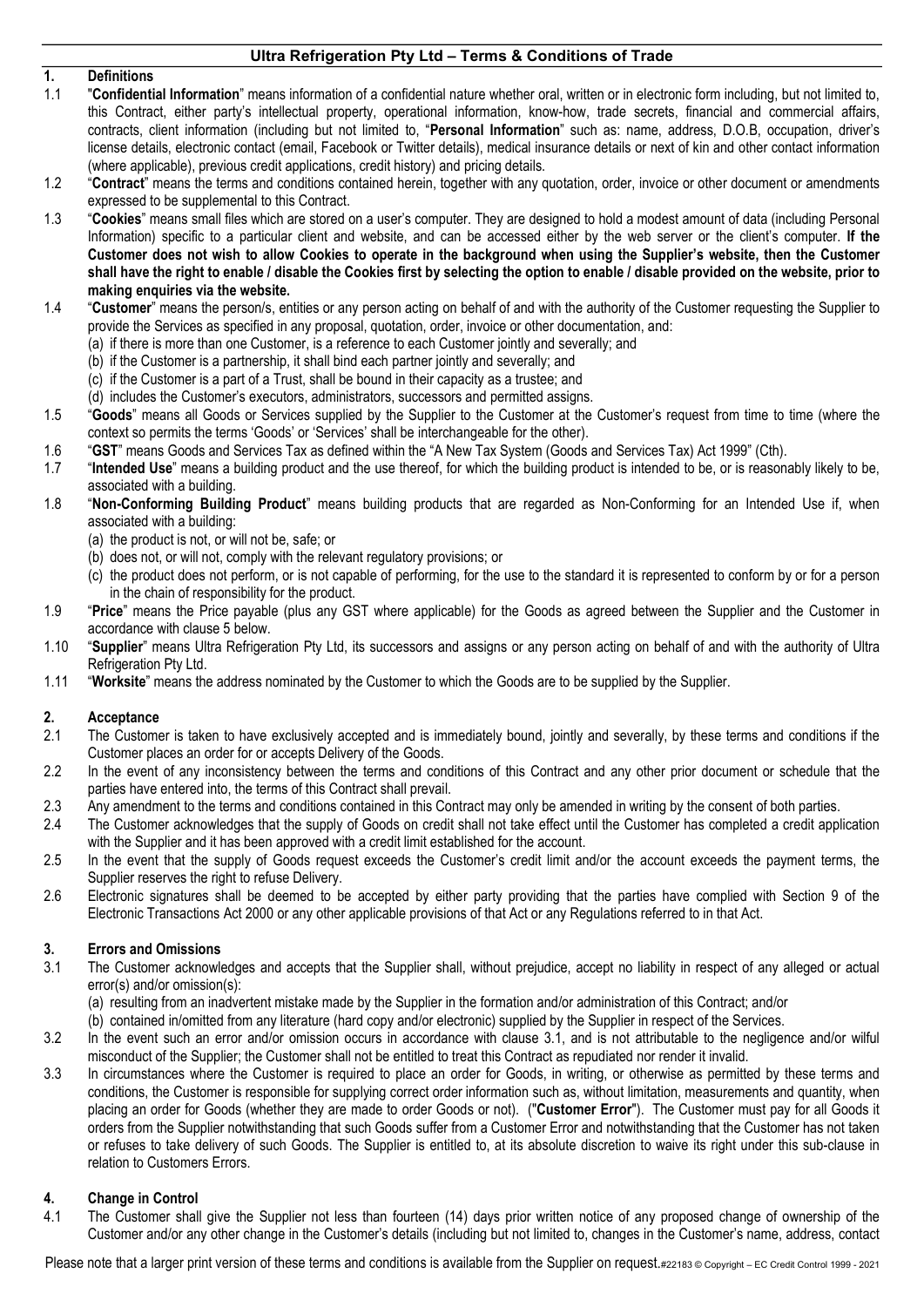# Ultra Refrigeration Pty Ltd – Terms & Conditions of Trade

## 1. Definitions

1.1 "**Confidential Information**" means information of a confidential nature whether oral, written or in electronic form including, but not limited to, this Contract, either party's intellectual property, operational information, know-how, trade secrets, financial and commercial affairs, contracts, client information (including but not limited to, "**Personal Information**" such as: name, address, D.O.B, occupation, driver's license details, electronic contact (email, Facebook or Twitter details), medical insurance details or next of kin and other contact information (where applicable), previous credit applications, credit history) and pricing details.

1.2 "**Contract**" means the terms and conditions contained herein, together with any quotation, order, invoice or other document or amendments expressed to be supplemental to this Contract.

1.3 "**Cookies**" means small files which are stored on a user's computer. They are designed to hold a modest amount of data (including Personal Information) specific to a particular client and website, and can be accessed either by the web server or the client's computer. **If the Customer does not wish to allow Cookies to operate in the background when using the Supplier's website, then the Customer shall have the right to enable / disable the Cookies first by selecting the option to enable / disable provided on the website, prior to making enquiries via the website.**

1.4 "**Customer**" means the person/s, entities or any person acting on behalf of and with the authority of the Customer requesting the Supplier to provide the Services as specified in any proposal, quotation, order, invoice or other documentation, and:
(a) if there is more than one Customer, is a reference to each Customer jointly and severally; and
(b) if the Customer is a partnership, it shall bind each partner jointly and severally; and
(c) if the Customer is a part of a Trust, shall be bound in their capacity as a trustee; and
(d) includes the Customer's executors, administrators, successors and permitted assigns.

1.5 "**Goods**" means all Goods or Services supplied by the Supplier to the Customer at the Customer's request from time to time (where the context so permits the terms 'Goods' or 'Services' shall be interchangeable for the other).

1.6 "**GST**" means Goods and Services Tax as defined within the "A New Tax System (Goods and Services Tax) Act 1999" (Cth).

1.7 "**Intended Use**" means a building product and the use thereof, for which the building product is intended to be, or is reasonably likely to be, associated with a building.

1.8 "**Non-Conforming Building Product**" means building products that are regarded as Non-Conforming for an Intended Use if, when associated with a building:
(a) the product is not, or will not be, safe; or
(b) does not, or will not, comply with the relevant regulatory provisions; or
(c) the product does not perform, or is not capable of performing, for the use to the standard it is represented to conform by or for a person in the chain of responsibility for the product.

1.9 "**Price**" means the Price payable (plus any GST where applicable) for the Goods as agreed between the Supplier and the Customer in accordance with clause 5 below.

1.10 "**Supplier**" means Ultra Refrigeration Pty Ltd, its successors and assigns or any person acting on behalf of and with the authority of Ultra Refrigeration Pty Ltd.

1.11 "**Worksite**" means the address nominated by the Customer to which the Goods are to be supplied by the Supplier.

## 2. Acceptance

2.1 The Customer is taken to have exclusively accepted and is immediately bound, jointly and severally, by these terms and conditions if the Customer places an order for or accepts Delivery of the Goods.

2.2 In the event of any inconsistency between the terms and conditions of this Contract and any other prior document or schedule that the parties have entered into, the terms of this Contract shall prevail.

2.3 Any amendment to the terms and conditions contained in this Contract may only be amended in writing by the consent of both parties.

2.4 The Customer acknowledges that the supply of Goods on credit shall not take effect until the Customer has completed a credit application with the Supplier and it has been approved with a credit limit established for the account.

2.5 In the event that the supply of Goods request exceeds the Customer's credit limit and/or the account exceeds the payment terms, the Supplier reserves the right to refuse Delivery.

2.6 Electronic signatures shall be deemed to be accepted by either party providing that the parties have complied with Section 9 of the Electronic Transactions Act 2000 or any other applicable provisions of that Act or any Regulations referred to in that Act.

## 3. Errors and Omissions

3.1 The Customer acknowledges and accepts that the Supplier shall, without prejudice, accept no liability in respect of any alleged or actual error(s) and/or omission(s):
(a) resulting from an inadvertent mistake made by the Supplier in the formation and/or administration of this Contract; and/or
(b) contained in/omitted from any literature (hard copy and/or electronic) supplied by the Supplier in respect of the Services.

3.2 In the event such an error and/or omission occurs in accordance with clause 3.1, and is not attributable to the negligence and/or wilful misconduct of the Supplier; the Customer shall not be entitled to treat this Contract as repudiated nor render it invalid.

3.3 In circumstances where the Customer is required to place an order for Goods, in writing, or otherwise as permitted by these terms and conditions, the Customer is responsible for supplying correct order information such as, without limitation, measurements and quantity, when placing an order for Goods (whether they are made to order Goods or not). ("**Customer Error**"). The Customer must pay for all Goods it orders from the Supplier notwithstanding that such Goods suffer from a Customer Error and notwithstanding that the Customer has not taken or refuses to take delivery of such Goods. The Supplier is entitled to, at its absolute discretion to waive its right under this sub-clause in relation to Customers Errors.

## 4. Change in Control

4.1 The Customer shall give the Supplier not less than fourteen (14) days prior written notice of any proposed change of ownership of the Customer and/or any other change in the Customer's details (including but not limited to, changes in the Customer's name, address, contact

Please note that a larger print version of these terms and conditions is available from the Supplier on request.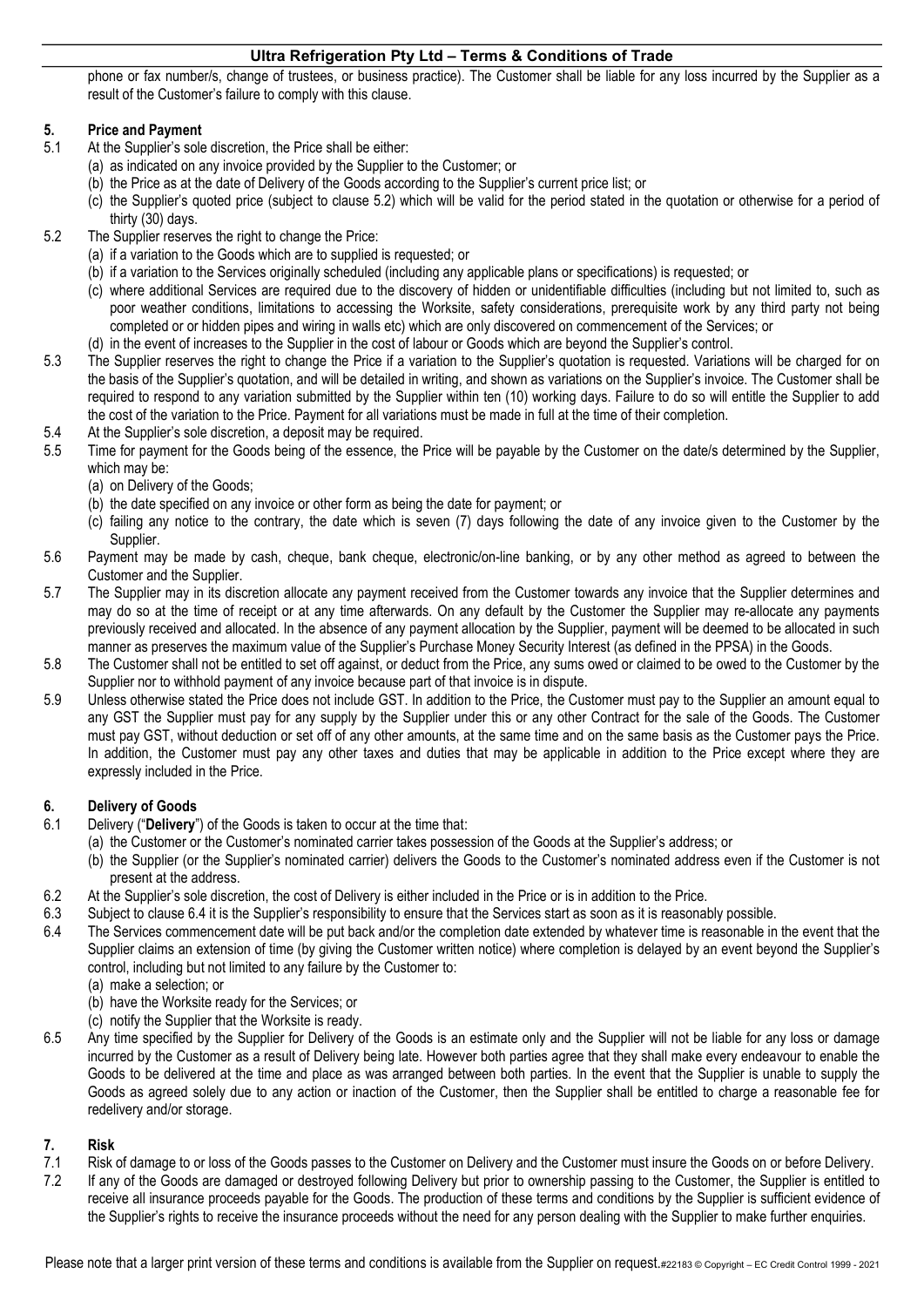phone or fax number/s, change of trustees, or business practice). The Customer shall be liable for any loss incurred by the Supplier as a result of the Customer's failure to comply with this clause.

## 5. Price and Payment

5.1 At the Supplier's sole discretion, the Price shall be either:
   (a) as indicated on any invoice provided by the Supplier to the Customer; or
   (b) the Price as at the date of Delivery of the Goods according to the Supplier's current price list; or
   (c) the Supplier's quoted price (subject to clause 5.2) which will be valid for the period stated in the quotation or otherwise for a period of thirty (30) days.

5.2 The Supplier reserves the right to change the Price:
   (a) if a variation to the Goods which are to supplied is requested; or
   (b) if a variation to the Services originally scheduled (including any applicable plans or specifications) is requested; or
   (c) where additional Services are required due to the discovery of hidden or unidentifiable difficulties (including but not limited to, such as poor weather conditions, limitations to accessing the Worksite, safety considerations, prerequisite work by any third party not being completed or or hidden pipes and wiring in walls etc) which are only discovered on commencement of the Services; or
   (d) in the event of increases to the Supplier in the cost of labour or Goods which are beyond the Supplier's control.

5.3 The Supplier reserves the right to change the Price if a variation to the Supplier's quotation is requested. Variations will be charged for on the basis of the Supplier's quotation, and will be detailed in writing, and shown as variations on the Supplier's invoice. The Customer shall be required to respond to any variation submitted by the Supplier within ten (10) working days. Failure to do so will entitle the Supplier to add the cost of the variation to the Price. Payment for all variations must be made in full at the time of their completion.

5.4 At the Supplier's sole discretion, a deposit may be required.

5.5 Time for payment for the Goods being of the essence, the Price will be payable by the Customer on the date/s determined by the Supplier, which may be:
   (a) on Delivery of the Goods;
   (b) the date specified on any invoice or other form as being the date for payment; or
   (c) failing any notice to the contrary, the date which is seven (7) days following the date of any invoice given to the Customer by the Supplier.

5.6 Payment may be made by cash, cheque, bank cheque, electronic/on-line banking, or by any other method as agreed to between the Customer and the Supplier.

5.7 The Supplier may in its discretion allocate any payment received from the Customer towards any invoice that the Supplier determines and may do so at the time of receipt or at any time afterwards. On any default by the Customer the Supplier may re-allocate any payments previously received and allocated. In the absence of any payment allocation by the Supplier, payment will be deemed to be allocated in such manner as preserves the maximum value of the Supplier's Purchase Money Security Interest (as defined in the PPSA) in the Goods.

5.8 The Customer shall not be entitled to set off against, or deduct from the Price, any sums owed or claimed to be owed to the Customer by the Supplier nor to withhold payment of any invoice because part of that invoice is in dispute.

5.9 Unless otherwise stated the Price does not include GST. In addition to the Price, the Customer must pay to the Supplier an amount equal to any GST the Supplier must pay for any supply by the Supplier under this or any other Contract for the sale of the Goods. The Customer must pay GST, without deduction or set off of any other amounts, at the same time and on the same basis as the Customer pays the Price. In addition, the Customer must pay any other taxes and duties that may be applicable in addition to the Price except where they are expressly included in the Price.

## 6. Delivery of Goods

6.1 Delivery ("**Delivery**") of the Goods is taken to occur at the time that:
   (a) the Customer or the Customer's nominated carrier takes possession of the Goods at the Supplier's address; or
   (b) the Supplier (or the Supplier's nominated carrier) delivers the Goods to the Customer's nominated address even if the Customer is not present at the address.

6.2 At the Supplier's sole discretion, the cost of Delivery is either included in the Price or is in addition to the Price.

6.3 Subject to clause 6.4 it is the Supplier's responsibility to ensure that the Services start as soon as it is reasonably possible.

6.4 The Services commencement date will be put back and/or the completion date extended by whatever time is reasonable in the event that the Supplier claims an extension of time (by giving the Customer written notice) where completion is delayed by an event beyond the Supplier's control, including but not limited to any failure by the Customer to:
   (a) make a selection; or
   (b) have the Worksite ready for the Services; or
   (c) notify the Supplier that the Worksite is ready.

6.5 Any time specified by the Supplier for Delivery of the Goods is an estimate only and the Supplier will not be liable for any loss or damage incurred by the Customer as a result of Delivery being late. However both parties agree that they shall make every endeavour to enable the Goods to be delivered at the time and place as was arranged between both parties. In the event that the Supplier is unable to supply the Goods as agreed solely due to any action or inaction of the Customer, then the Supplier shall be entitled to charge a reasonable fee for redelivery and/or storage.

## 7. Risk

7.1 Risk of damage to or loss of the Goods passes to the Customer on Delivery and the Customer must insure the Goods on or before Delivery.

7.2 If any of the Goods are damaged or destroyed following Delivery but prior to ownership passing to the Customer, the Supplier is entitled to receive all insurance proceeds payable for the Goods. The production of these terms and conditions by the Supplier is sufficient evidence of the Supplier's rights to receive the insurance proceeds without the need for any person dealing with the Supplier to make further enquiries.

Please note that a larger print version of these terms and conditions is available from the Supplier on request.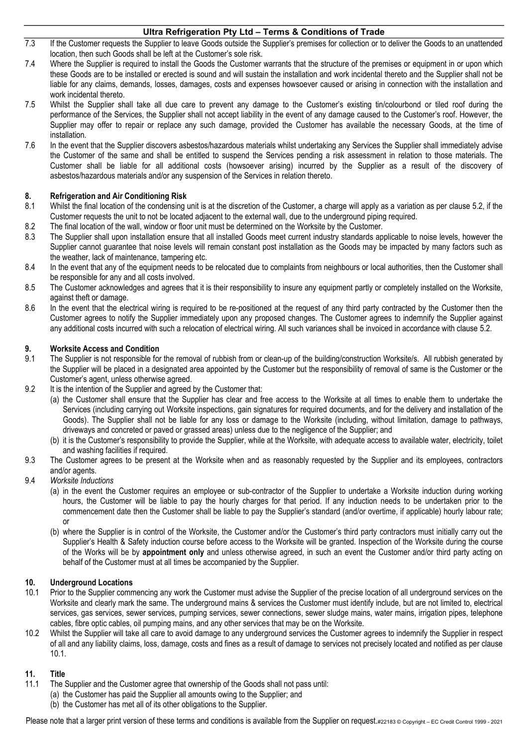7.3 If the Customer requests the Supplier to leave Goods outside the Supplier's premises for collection or to deliver the Goods to an unattended location, then such Goods shall be left at the Customer's sole risk.

7.4 Where the Supplier is required to install the Goods the Customer warrants that the structure of the premises or equipment in or upon which these Goods are to be installed or erected is sound and will sustain the installation and work incidental thereto and the Supplier shall not be liable for any claims, demands, losses, damages, costs and expenses howsoever caused or arising in connection with the installation and work incidental thereto.

7.5 Whilst the Supplier shall take all due care to prevent any damage to the Customer's existing tin/colourbond or tiled roof during the performance of the Services, the Supplier shall not accept liability in the event of any damage caused to the Customer's roof. However, the Supplier may offer to repair or replace any such damage, provided the Customer has available the necessary Goods, at the time of installation.

7.6 In the event that the Supplier discovers asbestos/hazardous materials whilst undertaking any Services the Supplier shall immediately advise the Customer of the same and shall be entitled to suspend the Services pending a risk assessment in relation to those materials. The Customer shall be liable for all additional costs (howsoever arising) incurred by the Supplier as a result of the discovery of asbestos/hazardous materials and/or any suspension of the Services in relation thereto.

## 8. Refrigeration and Air Conditioning Risk

8.1 Whilst the final location of the condensing unit is at the discretion of the Customer, a charge will apply as a variation as per clause 5.2, if the Customer requests the unit to not be located adjacent to the external wall, due to the underground piping required.

8.2 The final location of the wall, window or floor unit must be determined on the Worksite by the Customer.

8.3 The Supplier shall upon installation ensure that all installed Goods meet current industry standards applicable to noise levels, however the Supplier cannot guarantee that noise levels will remain constant post installation as the Goods may be impacted by many factors such as the weather, lack of maintenance, tampering etc.

8.4 In the event that any of the equipment needs to be relocated due to complaints from neighbours or local authorities, then the Customer shall be responsible for any and all costs involved.

8.5 The Customer acknowledges and agrees that it is their responsibility to insure any equipment partly or completely installed on the Worksite, against theft or damage.

8.6 In the event that the electrical wiring is required to be re-positioned at the request of any third party contracted by the Customer then the Customer agrees to notify the Supplier immediately upon any proposed changes. The Customer agrees to indemnify the Supplier against any additional costs incurred with such a relocation of electrical wiring. All such variances shall be invoiced in accordance with clause 5.2.

## 9. Worksite Access and Condition

9.1 The Supplier is not responsible for the removal of rubbish from or clean-up of the building/construction Worksite/s. All rubbish generated by the Supplier will be placed in a designated area appointed by the Customer but the responsibility of removal of same is the Customer or the Customer's agent, unless otherwise agreed.

9.2 It is the intention of the Supplier and agreed by the Customer that:

(a) the Customer shall ensure that the Supplier has clear and free access to the Worksite at all times to enable them to undertake the Services (including carrying out Worksite inspections, gain signatures for required documents, and for the delivery and installation of the Goods). The Supplier shall not be liable for any loss or damage to the Worksite (including, without limitation, damage to pathways, driveways and concreted or paved or grassed areas) unless due to the negligence of the Supplier; and

(b) it is the Customer's responsibility to provide the Supplier, while at the Worksite, with adequate access to available water, electricity, toilet and washing facilities if required.

9.3 The Customer agrees to be present at the Worksite when and as reasonably requested by the Supplier and its employees, contractors and/or agents.

9.4 *Worksite Inductions*

(a) in the event the Customer requires an employee or sub-contractor of the Supplier to undertake a Worksite induction during working hours, the Customer will be liable to pay the hourly charges for that period. If any induction needs to be undertaken prior to the commencement date then the Customer shall be liable to pay the Supplier's standard (and/or overtime, if applicable) hourly labour rate; or

(b) where the Supplier is in control of the Worksite, the Customer and/or the Customer's third party contractors must initially carry out the Supplier's Health & Safety induction course before access to the Worksite will be granted. Inspection of the Worksite during the course of the Works will be by **appointment only** and unless otherwise agreed, in such an event the Customer and/or third party acting on behalf of the Customer must at all times be accompanied by the Supplier.

## 10. Underground Locations

10.1 Prior to the Supplier commencing any work the Customer must advise the Supplier of the precise location of all underground services on the Worksite and clearly mark the same. The underground mains & services the Customer must identify include, but are not limited to, electrical services, gas services, sewer services, pumping services, sewer connections, sewer sludge mains, water mains, irrigation pipes, telephone cables, fibre optic cables, oil pumping mains, and any other services that may be on the Worksite.

10.2 Whilst the Supplier will take all care to avoid damage to any underground services the Customer agrees to indemnify the Supplier in respect of all and any liability claims, loss, damage, costs and fines as a result of damage to services not precisely located and notified as per clause 10.1.

## 11. Title

11.1 The Supplier and the Customer agree that ownership of the Goods shall not pass until:

(a) the Customer has paid the Supplier all amounts owing to the Supplier; and

(b) the Customer has met all of its other obligations to the Supplier.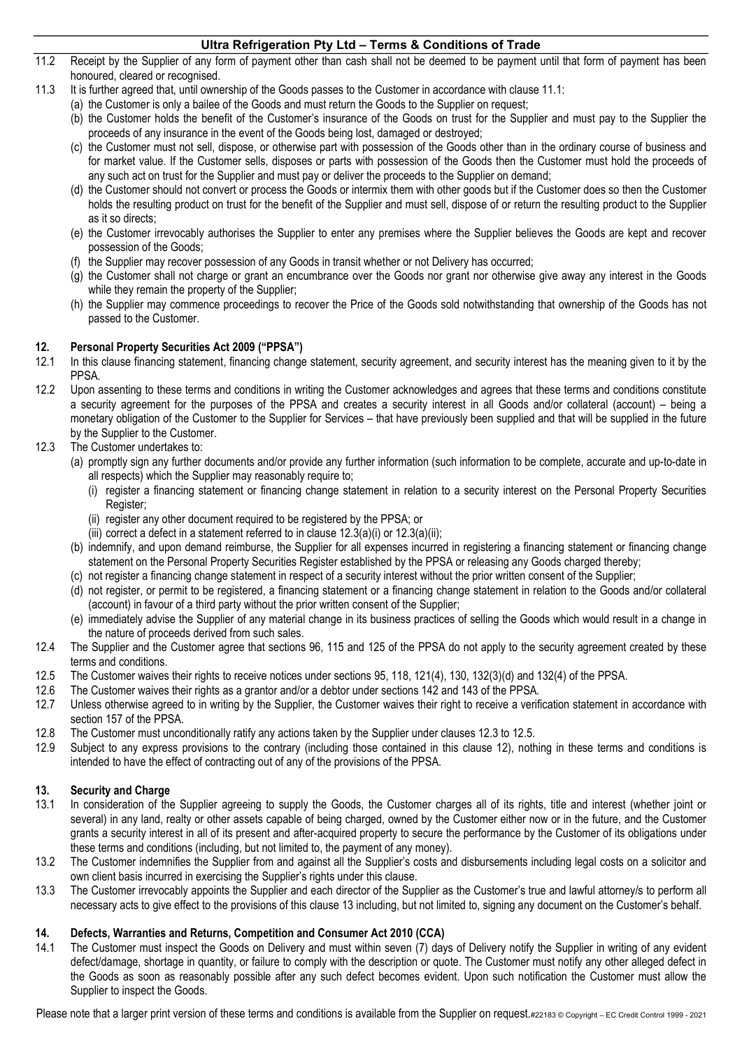11.2 Receipt by the Supplier of any form of payment other than cash shall not be deemed to be payment until that form of payment has been honoured, cleared or recognised.

11.3 It is further agreed that, until ownership of the Goods passes to the Customer in accordance with clause 11.1:
- (a) the Customer is only a bailee of the Goods and must return the Goods to the Supplier on request;
- (b) the Customer holds the benefit of the Customer's insurance of the Goods on trust for the Supplier and must pay to the Supplier the proceeds of any insurance in the event of the Goods being lost, damaged or destroyed;
- (c) the Customer must not sell, dispose, or otherwise part with possession of the Goods other than in the ordinary course of business and for market value. If the Customer sells, disposes or parts with possession of the Goods then the Customer must hold the proceeds of any such act on trust for the Supplier and must pay or deliver the proceeds to the Supplier on demand;
- (d) the Customer should not convert or process the Goods or intermix them with other goods but if the Customer does so then the Customer holds the resulting product on trust for the benefit of the Supplier and must sell, dispose of or return the resulting product to the Supplier as it so directs;
- (e) the Customer irrevocably authorises the Supplier to enter any premises where the Supplier believes the Goods are kept and recover possession of the Goods;
- (f) the Supplier may recover possession of any Goods in transit whether or not Delivery has occurred;
- (g) the Customer shall not charge or grant an encumbrance over the Goods nor grant nor otherwise give away any interest in the Goods while they remain the property of the Supplier;
- (h) the Supplier may commence proceedings to recover the Price of the Goods sold notwithstanding that ownership of the Goods has not passed to the Customer.

## 12. Personal Property Securities Act 2009 ("PPSA")

12.1 In this clause financing statement, financing change statement, security agreement, and security interest has the meaning given to it by the PPSA.

12.2 Upon assenting to these terms and conditions in writing the Customer acknowledges and agrees that these terms and conditions constitute a security agreement for the purposes of the PPSA and creates a security interest in all Goods and/or collateral (account) – being a monetary obligation of the Customer to the Supplier for Services – that have previously been supplied and that will be supplied in the future by the Supplier to the Customer.

12.3 The Customer undertakes to:
- (a) promptly sign any further documents and/or provide any further information (such information to be complete, accurate and up-to-date in all respects) which the Supplier may reasonably require to;
  - (i) register a financing statement or financing change statement in relation to a security interest on the Personal Property Securities Register;
  - (ii) register any other document required to be registered by the PPSA; or
  - (iii) correct a defect in a statement referred to in clause 12.3(a)(i) or 12.3(a)(ii);
- (b) indemnify, and upon demand reimburse, the Supplier for all expenses incurred in registering a financing statement or financing change statement on the Personal Property Securities Register established by the PPSA or releasing any Goods charged thereby;
- (c) not register a financing change statement in respect of a security interest without the prior written consent of the Supplier;
- (d) not register, or permit to be registered, a financing statement or a financing change statement in relation to the Goods and/or collateral (account) in favour of a third party without the prior written consent of the Supplier;
- (e) immediately advise the Supplier of any material change in its business practices of selling the Goods which would result in a change in the nature of proceeds derived from such sales.

12.4 The Supplier and the Customer agree that sections 96, 115 and 125 of the PPSA do not apply to the security agreement created by these terms and conditions.

12.5 The Customer waives their rights to receive notices under sections 95, 118, 121(4), 130, 132(3)(d) and 132(4) of the PPSA.

12.6 The Customer waives their rights as a grantor and/or a debtor under sections 142 and 143 of the PPSA.

12.7 Unless otherwise agreed to in writing by the Supplier, the Customer waives their right to receive a verification statement in accordance with section 157 of the PPSA.

12.8 The Customer must unconditionally ratify any actions taken by the Supplier under clauses 12.3 to 12.5.

12.9 Subject to any express provisions to the contrary (including those contained in this clause 12), nothing in these terms and conditions is intended to have the effect of contracting out of any of the provisions of the PPSA.

## 13. Security and Charge

13.1 In consideration of the Supplier agreeing to supply the Goods, the Customer charges all of its rights, title and interest (whether joint or several) in any land, realty or other assets capable of being charged, owned by the Customer either now or in the future, and the Customer grants a security interest in all of its present and after-acquired property to secure the performance by the Customer of its obligations under these terms and conditions (including, but not limited to, the payment of any money).

13.2 The Customer indemnifies the Supplier from and against all the Supplier's costs and disbursements including legal costs on a solicitor and own client basis incurred in exercising the Supplier's rights under this clause.

13.3 The Customer irrevocably appoints the Supplier and each director of the Supplier as the Customer's true and lawful attorney/s to perform all necessary acts to give effect to the provisions of this clause 13 including, but not limited to, signing any document on the Customer's behalf.

## 14. Defects, Warranties and Returns, Competition and Consumer Act 2010 (CCA)

14.1 The Customer must inspect the Goods on Delivery and must within seven (7) days of Delivery notify the Supplier in writing of any evident defect/damage, shortage in quantity, or failure to comply with the description or quote. The Customer must notify any other alleged defect in the Goods as soon as reasonably possible after any such defect becomes evident. Upon such notification the Customer must allow the Supplier to inspect the Goods.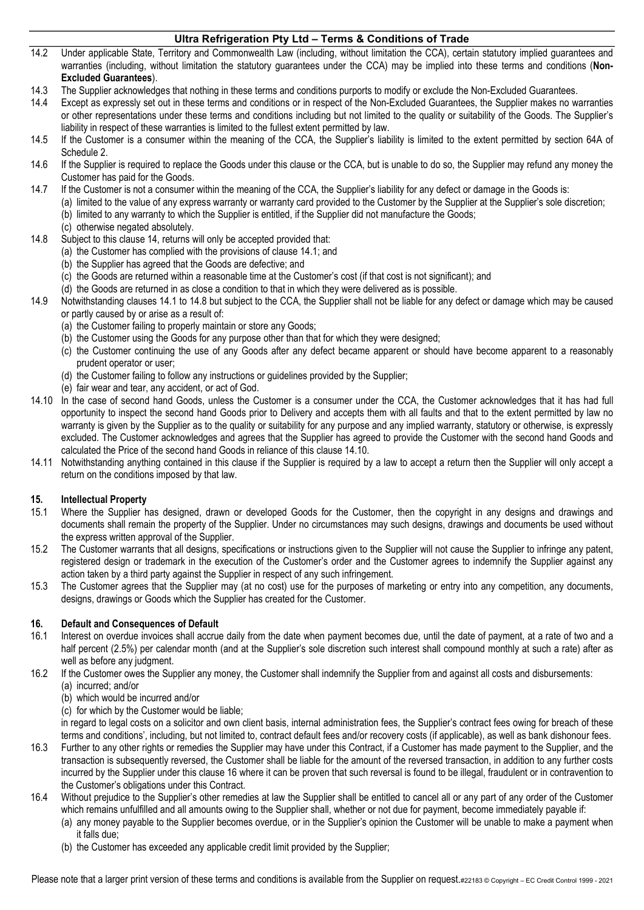14.2 Under applicable State, Territory and Commonwealth Law (including, without limitation the CCA), certain statutory implied guarantees and warranties (including, without limitation the statutory guarantees under the CCA) may be implied into these terms and conditions (**Non-Excluded Guarantees**).

14.3 The Supplier acknowledges that nothing in these terms and conditions purports to modify or exclude the Non-Excluded Guarantees.

14.4 Except as expressly set out in these terms and conditions or in respect of the Non-Excluded Guarantees, the Supplier makes no warranties or other representations under these terms and conditions including but not limited to the quality or suitability of the Goods. The Supplier's liability in respect of these warranties is limited to the fullest extent permitted by law.

14.5 If the Customer is a consumer within the meaning of the CCA, the Supplier's liability is limited to the extent permitted by section 64A of Schedule 2.

14.6 If the Supplier is required to replace the Goods under this clause or the CCA, but is unable to do so, the Supplier may refund any money the Customer has paid for the Goods.

14.7 If the Customer is not a consumer within the meaning of the CCA, the Supplier's liability for any defect or damage in the Goods is:
(a) limited to the value of any express warranty or warranty card provided to the Customer by the Supplier at the Supplier's sole discretion;
(b) limited to any warranty to which the Supplier is entitled, if the Supplier did not manufacture the Goods;
(c) otherwise negated absolutely.

14.8 Subject to this clause 14, returns will only be accepted provided that:
(a) the Customer has complied with the provisions of clause 14.1; and
(b) the Supplier has agreed that the Goods are defective; and
(c) the Goods are returned within a reasonable time at the Customer's cost (if that cost is not significant); and
(d) the Goods are returned in as close a condition to that in which they were delivered as is possible.

14.9 Notwithstanding clauses 14.1 to 14.8 but subject to the CCA, the Supplier shall not be liable for any defect or damage which may be caused or partly caused by or arise as a result of:
(a) the Customer failing to properly maintain or store any Goods;
(b) the Customer using the Goods for any purpose other than that for which they were designed;
(c) the Customer continuing the use of any Goods after any defect became apparent or should have become apparent to a reasonably prudent operator or user;
(d) the Customer failing to follow any instructions or guidelines provided by the Supplier;
(e) fair wear and tear, any accident, or act of God.

14.10 In the case of second hand Goods, unless the Customer is a consumer under the CCA, the Customer acknowledges that it has had full opportunity to inspect the second hand Goods prior to Delivery and accepts them with all faults and that to the extent permitted by law no warranty is given by the Supplier as to the quality or suitability for any purpose and any implied warranty, statutory or otherwise, is expressly excluded. The Customer acknowledges and agrees that the Supplier has agreed to provide the Customer with the second hand Goods and calculated the Price of the second hand Goods in reliance of this clause 14.10.

14.11 Notwithstanding anything contained in this clause if the Supplier is required by a law to accept a return then the Supplier will only accept a return on the conditions imposed by that law.

## 15. Intellectual Property

15.1 Where the Supplier has designed, drawn or developed Goods for the Customer, then the copyright in any designs and drawings and documents shall remain the property of the Supplier. Under no circumstances may such designs, drawings and documents be used without the express written approval of the Supplier.

15.2 The Customer warrants that all designs, specifications or instructions given to the Supplier will not cause the Supplier to infringe any patent, registered design or trademark in the execution of the Customer's order and the Customer agrees to indemnify the Supplier against any action taken by a third party against the Supplier in respect of any such infringement.

15.3 The Customer agrees that the Supplier may (at no cost) use for the purposes of marketing or entry into any competition, any documents, designs, drawings or Goods which the Supplier has created for the Customer.

## 16. Default and Consequences of Default

16.1 Interest on overdue invoices shall accrue daily from the date when payment becomes due, until the date of payment, at a rate of two and a half percent (2.5%) per calendar month (and at the Supplier's sole discretion such interest shall compound monthly at such a rate) after as well as before any judgment.

16.2 If the Customer owes the Supplier any money, the Customer shall indemnify the Supplier from and against all costs and disbursements:
(a) incurred; and/or
(b) which would be incurred and/or
(c) for which by the Customer would be liable;

in regard to legal costs on a solicitor and own client basis, internal administration fees, the Supplier's contract fees owing for breach of these terms and conditions', including, but not limited to, contract default fees and/or recovery costs (if applicable), as well as bank dishonour fees.

16.3 Further to any other rights or remedies the Supplier may have under this Contract, if a Customer has made payment to the Supplier, and the transaction is subsequently reversed, the Customer shall be liable for the amount of the reversed transaction, in addition to any further costs incurred by the Supplier under this clause 16 where it can be proven that such reversal is found to be illegal, fraudulent or in contravention to the Customer's obligations under this Contract.

16.4 Without prejudice to the Supplier's other remedies at law the Supplier shall be entitled to cancel all or any part of any order of the Customer which remains unfulfilled and all amounts owing to the Supplier shall, whether or not due for payment, become immediately payable if:
(a) any money payable to the Supplier becomes overdue, or in the Supplier's opinion the Customer will be unable to make a payment when it falls due;
(b) the Customer has exceeded any applicable credit limit provided by the Supplier;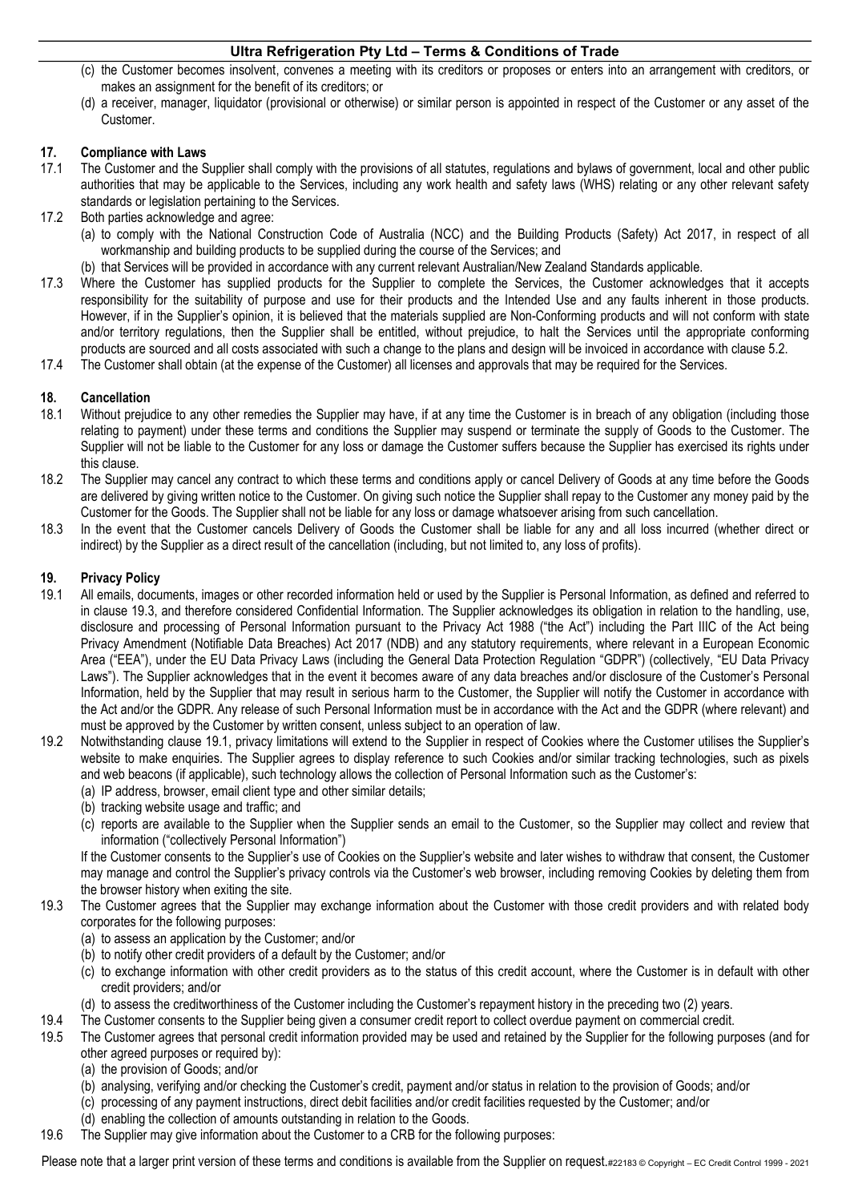(c) the Customer becomes insolvent, convenes a meeting with its creditors or proposes or enters into an arrangement with creditors, or makes an assignment for the benefit of its creditors; or

(d) a receiver, manager, liquidator (provisional or otherwise) or similar person is appointed in respect of the Customer or any asset of the Customer.

## 17. Compliance with Laws

17.1 The Customer and the Supplier shall comply with the provisions of all statutes, regulations and bylaws of government, local and other public authorities that may be applicable to the Services, including any work health and safety laws (WHS) relating or any other relevant safety standards or legislation pertaining to the Services.

17.2 Both parties acknowledge and agree:

(a) to comply with the National Construction Code of Australia (NCC) and the Building Products (Safety) Act 2017, in respect of all workmanship and building products to be supplied during the course of the Services; and

(b) that Services will be provided in accordance with any current relevant Australian/New Zealand Standards applicable.

17.3 Where the Customer has supplied products for the Supplier to complete the Services, the Customer acknowledges that it accepts responsibility for the suitability of purpose and use for their products and the Intended Use and any faults inherent in those products. However, if in the Supplier's opinion, it is believed that the materials supplied are Non-Conforming products and will not conform with state and/or territory regulations, then the Supplier shall be entitled, without prejudice, to halt the Services until the appropriate conforming products are sourced and all costs associated with such a change to the plans and design will be invoiced in accordance with clause 5.2.

17.4 The Customer shall obtain (at the expense of the Customer) all licenses and approvals that may be required for the Services.

## 18. Cancellation

18.1 Without prejudice to any other remedies the Supplier may have, if at any time the Customer is in breach of any obligation (including those relating to payment) under these terms and conditions the Supplier may suspend or terminate the supply of Goods to the Customer. The Supplier will not be liable to the Customer for any loss or damage the Customer suffers because the Supplier has exercised its rights under this clause.

18.2 The Supplier may cancel any contract to which these terms and conditions apply or cancel Delivery of Goods at any time before the Goods are delivered by giving written notice to the Customer. On giving such notice the Supplier shall repay to the Customer any money paid by the Customer for the Goods. The Supplier shall not be liable for any loss or damage whatsoever arising from such cancellation.

18.3 In the event that the Customer cancels Delivery of Goods the Customer shall be liable for any and all loss incurred (whether direct or indirect) by the Supplier as a direct result of the cancellation (including, but not limited to, any loss of profits).

## 19. Privacy Policy

19.1 All emails, documents, images or other recorded information held or used by the Supplier is Personal Information, as defined and referred to in clause 19.3, and therefore considered Confidential Information. The Supplier acknowledges its obligation in relation to the handling, use, disclosure and processing of Personal Information pursuant to the Privacy Act 1988 ("the Act") including the Part IIIC of the Act being Privacy Amendment (Notifiable Data Breaches) Act 2017 (NDB) and any statutory requirements, where relevant in a European Economic Area ("EEA"), under the EU Data Privacy Laws (including the General Data Protection Regulation "GDPR") (collectively, "EU Data Privacy Laws"). The Supplier acknowledges that in the event it becomes aware of any data breaches and/or disclosure of the Customer's Personal Information, held by the Supplier that may result in serious harm to the Customer, the Supplier will notify the Customer in accordance with the Act and/or the GDPR. Any release of such Personal Information must be in accordance with the Act and the GDPR (where relevant) and must be approved by the Customer by written consent, unless subject to an operation of law.

19.2 Notwithstanding clause 19.1, privacy limitations will extend to the Supplier in respect of Cookies where the Customer utilises the Supplier's website to make enquiries. The Supplier agrees to display reference to such Cookies and/or similar tracking technologies, such as pixels and web beacons (if applicable), such technology allows the collection of Personal Information such as the Customer's:

(a) IP address, browser, email client type and other similar details;

(b) tracking website usage and traffic; and

(c) reports are available to the Supplier when the Supplier sends an email to the Customer, so the Supplier may collect and review that information ("collectively Personal Information")

If the Customer consents to the Supplier's use of Cookies on the Supplier's website and later wishes to withdraw that consent, the Customer may manage and control the Supplier's privacy controls via the Customer's web browser, including removing Cookies by deleting them from the browser history when exiting the site.

19.3 The Customer agrees that the Supplier may exchange information about the Customer with those credit providers and with related body corporates for the following purposes:

(a) to assess an application by the Customer; and/or

(b) to notify other credit providers of a default by the Customer; and/or

(c) to exchange information with other credit providers as to the status of this credit account, where the Customer is in default with other credit providers; and/or

(d) to assess the creditworthiness of the Customer including the Customer's repayment history in the preceding two (2) years.

19.4 The Customer consents to the Supplier being given a consumer credit report to collect overdue payment on commercial credit.

19.5 The Customer agrees that personal credit information provided may be used and retained by the Supplier for the following purposes (and for other agreed purposes or required by):

(a) the provision of Goods; and/or

(b) analysing, verifying and/or checking the Customer's credit, payment and/or status in relation to the provision of Goods; and/or

(c) processing of any payment instructions, direct debit facilities and/or credit facilities requested by the Customer; and/or

(d) enabling the collection of amounts outstanding in relation to the Goods.

19.6 The Supplier may give information about the Customer to a CRB for the following purposes:

Please note that a larger print version of these terms and conditions is available from the Supplier on request.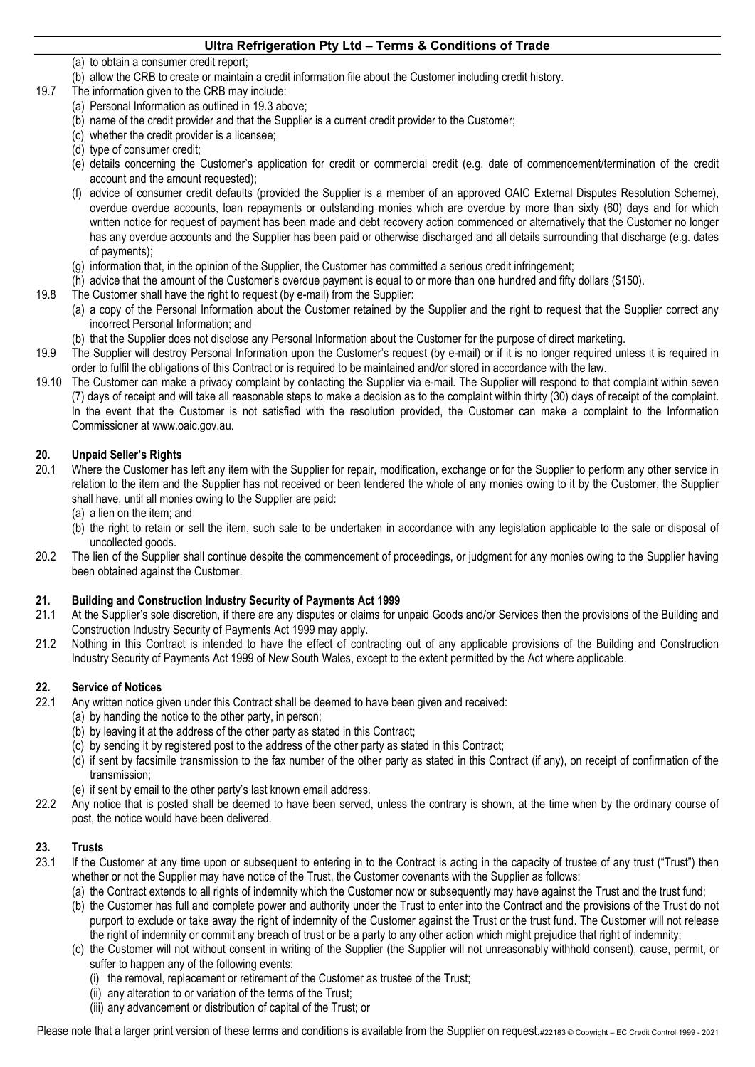(a) to obtain a consumer credit report;

(b) allow the CRB to create or maintain a credit information file about the Customer including credit history.

19.7 The information given to the CRB may include:

(a) Personal Information as outlined in 19.3 above;

(b) name of the credit provider and that the Supplier is a current credit provider to the Customer;

(c) whether the credit provider is a licensee;

(d) type of consumer credit;

(e) details concerning the Customer's application for credit or commercial credit (e.g. date of commencement/termination of the credit account and the amount requested);

(f) advice of consumer credit defaults (provided the Supplier is a member of an approved OAIC External Disputes Resolution Scheme), overdue overdue accounts, loan repayments or outstanding monies which are overdue by more than sixty (60) days and for which written notice for request of payment has been made and debt recovery action commenced or alternatively that the Customer no longer has any overdue accounts and the Supplier has been paid or otherwise discharged and all details surrounding that discharge (e.g. dates of payments);

(g) information that, in the opinion of the Supplier, the Customer has committed a serious credit infringement;

(h) advice that the amount of the Customer's overdue payment is equal to or more than one hundred and fifty dollars ($150).

19.8 The Customer shall have the right to request (by e-mail) from the Supplier:

(a) a copy of the Personal Information about the Customer retained by the Supplier and the right to request that the Supplier correct any incorrect Personal Information; and

(b) that the Supplier does not disclose any Personal Information about the Customer for the purpose of direct marketing.

19.9 The Supplier will destroy Personal Information upon the Customer's request (by e-mail) or if it is no longer required unless it is required in order to fulfil the obligations of this Contract or is required to be maintained and/or stored in accordance with the law.

19.10 The Customer can make a privacy complaint by contacting the Supplier via e-mail. The Supplier will respond to that complaint within seven (7) days of receipt and will take all reasonable steps to make a decision as to the complaint within thirty (30) days of receipt of the complaint. In the event that the Customer is not satisfied with the resolution provided, the Customer can make a complaint to the Information Commissioner at www.oaic.gov.au.

## 20. Unpaid Seller's Rights

20.1 Where the Customer has left any item with the Supplier for repair, modification, exchange or for the Supplier to perform any other service in relation to the item and the Supplier has not received or been tendered the whole of any monies owing to it by the Customer, the Supplier shall have, until all monies owing to the Supplier are paid:

(a) a lien on the item; and

(b) the right to retain or sell the item, such sale to be undertaken in accordance with any legislation applicable to the sale or disposal of uncollected goods.

20.2 The lien of the Supplier shall continue despite the commencement of proceedings, or judgment for any monies owing to the Supplier having been obtained against the Customer.

## 21. Building and Construction Industry Security of Payments Act 1999

21.1 At the Supplier's sole discretion, if there are any disputes or claims for unpaid Goods and/or Services then the provisions of the Building and Construction Industry Security of Payments Act 1999 may apply.

21.2 Nothing in this Contract is intended to have the effect of contracting out of any applicable provisions of the Building and Construction Industry Security of Payments Act 1999 of New South Wales, except to the extent permitted by the Act where applicable.

## 22. Service of Notices

22.1 Any written notice given under this Contract shall be deemed to have been given and received:

(a) by handing the notice to the other party, in person;

(b) by leaving it at the address of the other party as stated in this Contract;

(c) by sending it by registered post to the address of the other party as stated in this Contract;

(d) if sent by facsimile transmission to the fax number of the other party as stated in this Contract (if any), on receipt of confirmation of the transmission;

(e) if sent by email to the other party's last known email address.

22.2 Any notice that is posted shall be deemed to have been served, unless the contrary is shown, at the time when by the ordinary course of post, the notice would have been delivered.

## 23. Trusts

23.1 If the Customer at any time upon or subsequent to entering in to the Contract is acting in the capacity of trustee of any trust ("Trust") then whether or not the Supplier may have notice of the Trust, the Customer covenants with the Supplier as follows:

(a) the Contract extends to all rights of indemnity which the Customer now or subsequently may have against the Trust and the trust fund;

(b) the Customer has full and complete power and authority under the Trust to enter into the Contract and the provisions of the Trust do not purport to exclude or take away the right of indemnity of the Customer against the Trust or the trust fund. The Customer will not release the right of indemnity or commit any breach of trust or be a party to any other action which might prejudice that right of indemnity;

(c) the Customer will not without consent in writing of the Supplier (the Supplier will not unreasonably withhold consent), cause, permit, or suffer to happen any of the following events:

(i) the removal, replacement or retirement of the Customer as trustee of the Trust;

(ii) any alteration to or variation of the terms of the Trust;

(iii) any advancement or distribution of capital of the Trust; or

Please note that a larger print version of these terms and conditions is available from the Supplier on request.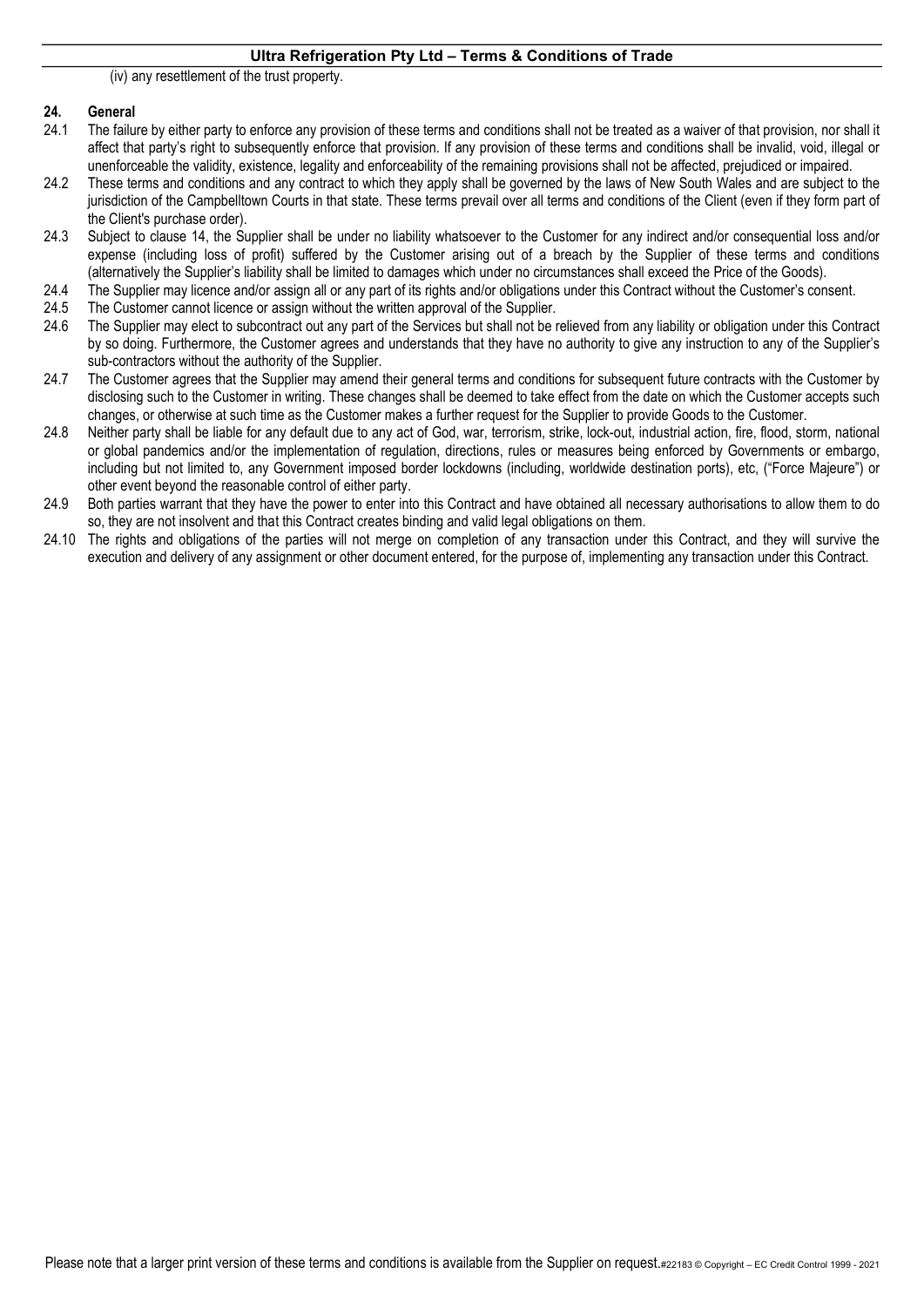(iv) any resettlement of the trust property.

## 24. General

24.1 The failure by either party to enforce any provision of these terms and conditions shall not be treated as a waiver of that provision, nor shall it affect that party's right to subsequently enforce that provision. If any provision of these terms and conditions shall be invalid, void, illegal or unenforceable the validity, existence, legality and enforceability of the remaining provisions shall not be affected, prejudiced or impaired.

24.2 These terms and conditions and any contract to which they apply shall be governed by the laws of New South Wales and are subject to the jurisdiction of the Campbelltown Courts in that state. These terms prevail over all terms and conditions of the Client (even if they form part of the Client's purchase order).

24.3 Subject to clause 14, the Supplier shall be under no liability whatsoever to the Customer for any indirect and/or consequential loss and/or expense (including loss of profit) suffered by the Customer arising out of a breach by the Supplier of these terms and conditions (alternatively the Supplier's liability shall be limited to damages which under no circumstances shall exceed the Price of the Goods).

24.4 The Supplier may licence and/or assign all or any part of its rights and/or obligations under this Contract without the Customer's consent.

24.5 The Customer cannot licence or assign without the written approval of the Supplier.

24.6 The Supplier may elect to subcontract out any part of the Services but shall not be relieved from any liability or obligation under this Contract by so doing. Furthermore, the Customer agrees and understands that they have no authority to give any instruction to any of the Supplier's sub-contractors without the authority of the Supplier.

24.7 The Customer agrees that the Supplier may amend their general terms and conditions for subsequent future contracts with the Customer by disclosing such to the Customer in writing. These changes shall be deemed to take effect from the date on which the Customer accepts such changes, or otherwise at such time as the Customer makes a further request for the Supplier to provide Goods to the Customer.

24.8 Neither party shall be liable for any default due to any act of God, war, terrorism, strike, lock-out, industrial action, fire, flood, storm, national or global pandemics and/or the implementation of regulation, directions, rules or measures being enforced by Governments or embargo, including but not limited to, any Government imposed border lockdowns (including, worldwide destination ports), etc, ("Force Majeure") or other event beyond the reasonable control of either party.

24.9 Both parties warrant that they have the power to enter into this Contract and have obtained all necessary authorisations to allow them to do so, they are not insolvent and that this Contract creates binding and valid legal obligations on them.

24.10 The rights and obligations of the parties will not merge on completion of any transaction under this Contract, and they will survive the execution and delivery of any assignment or other document entered, for the purpose of, implementing any transaction under this Contract.

Please note that a larger print version of these terms and conditions is available from the Supplier on request.#22183 © Copyright – EC Credit Control 1999 - 2021